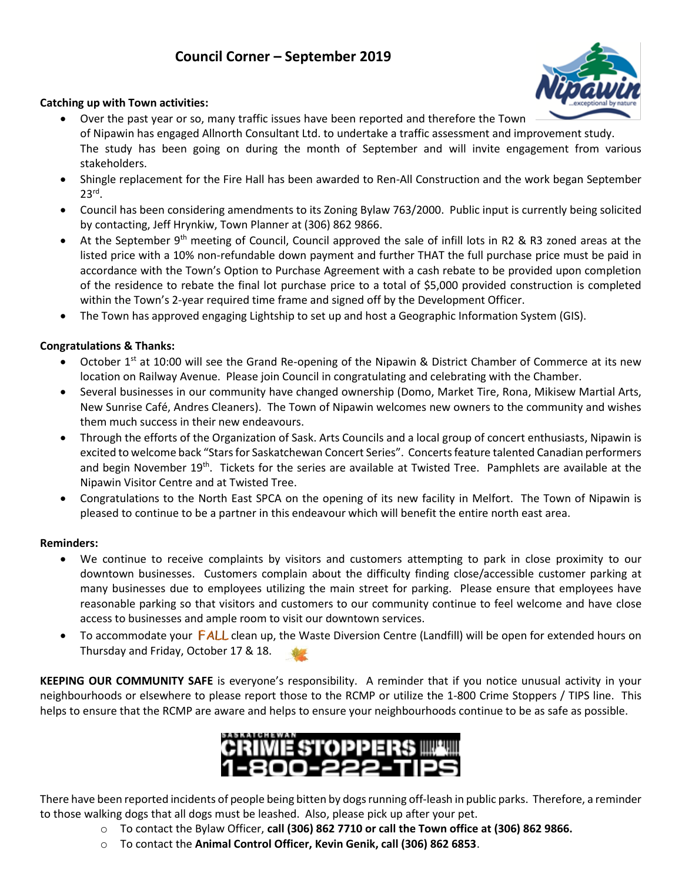# Council Corner – September 2019

**Catching up with Town activities:**

- Over the past year or so, many traffic issues have been reported and therefore the Town of Nipawin has engaged Allnorth Consultant Ltd. to undertake a traffic assessment and improvement study. The study has been going on during the month of September and will invite engagement from various stakeholders.
- Shingle replacement for the Fire Hall has been awarded to Ren-All Construction and the work began September 23rd.
- Council has been considering amendments to its Zoning Bylaw 763/2000. Public input is currently being solicited by contacting, Jeff Hrynkiw, Town Planner at (306) 862 9866.
- At the September 9th meeting of Council, Council approved the sale of infill lots in R2 & R3 zoned areas at the listed price with a 10% non-refundable down payment and further THAT the full purchase price must be paid in accordance with the Town's Option to Purchase Agreement with a cash rebate to be provided upon completion of the residence to rebate the final lot purchase price to a total of $5,000 provided construction is completed within the Town's 2-year required time frame and signed off by the Development Officer.
- The Town has approved engaging Lightship to set up and host a Geographic Information System (GIS).

**Congratulations & Thanks:**

- October 1st at 10:00 will see the Grand Re-opening of the Nipawin & District Chamber of Commerce at its new location on Railway Avenue. Please join Council in congratulating and celebrating with the Chamber.
- Several businesses in our community have changed ownership (Domo, Market Tire, Rona, Mikisew Martial Arts, New Sunrise Café, Andres Cleaners). The Town of Nipawin welcomes new owners to the community and wishes them much success in their new endeavours.
- Through the efforts of the Organization of Sask. Arts Councils and a local group of concert enthusiasts, Nipawin is excited to welcome back "Stars for Saskatchewan Concert Series". Concerts feature talented Canadian performers and begin November 19th. Tickets for the series are available at Twisted Tree. Pamphlets are available at the Nipawin Visitor Centre and at Twisted Tree.
- Congratulations to the North East SPCA on the opening of its new facility in Melfort. The Town of Nipawin is pleased to continue to be a partner in this endeavour which will benefit the entire north east area.

**Reminders:**

- We continue to receive complaints by visitors and customers attempting to park in close proximity to our downtown businesses. Customers complain about the difficulty finding close/accessible customer parking at many businesses due to employees utilizing the main street for parking. Please ensure that employees have reasonable parking so that visitors and customers to our community continue to feel welcome and have close access to businesses and ample room to visit our downtown services.
- To accommodate your FALL clean up, the Waste Diversion Centre (Landfill) will be open for extended hours on Thursday and Friday, October 17 & 18.

**KEEPING OUR COMMUNITY SAFE** is everyone's responsibility. A reminder that if you notice unusual activity in your neighbourhoods or elsewhere to please report those to the RCMP or utilize the 1-800 Crime Stoppers / TIPS line. This helps to ensure that the RCMP are aware and helps to ensure your neighbourhoods continue to be as safe as possible.

SASKATCHEWAN CRIME STOPPERS 1-800-222-TIPS

There have been reported incidents of people being bitten by dogs running off-leash in public parks. Therefore, a reminder to those walking dogs that all dogs must be leashed. Also, please pick up after your pet.

- To contact the Bylaw Officer, **call (306) 862 7710 or call the Town office at (306) 862 9866.**
- To contact the **Animal Control Officer, Kevin Genik, call (306) 862 6853**.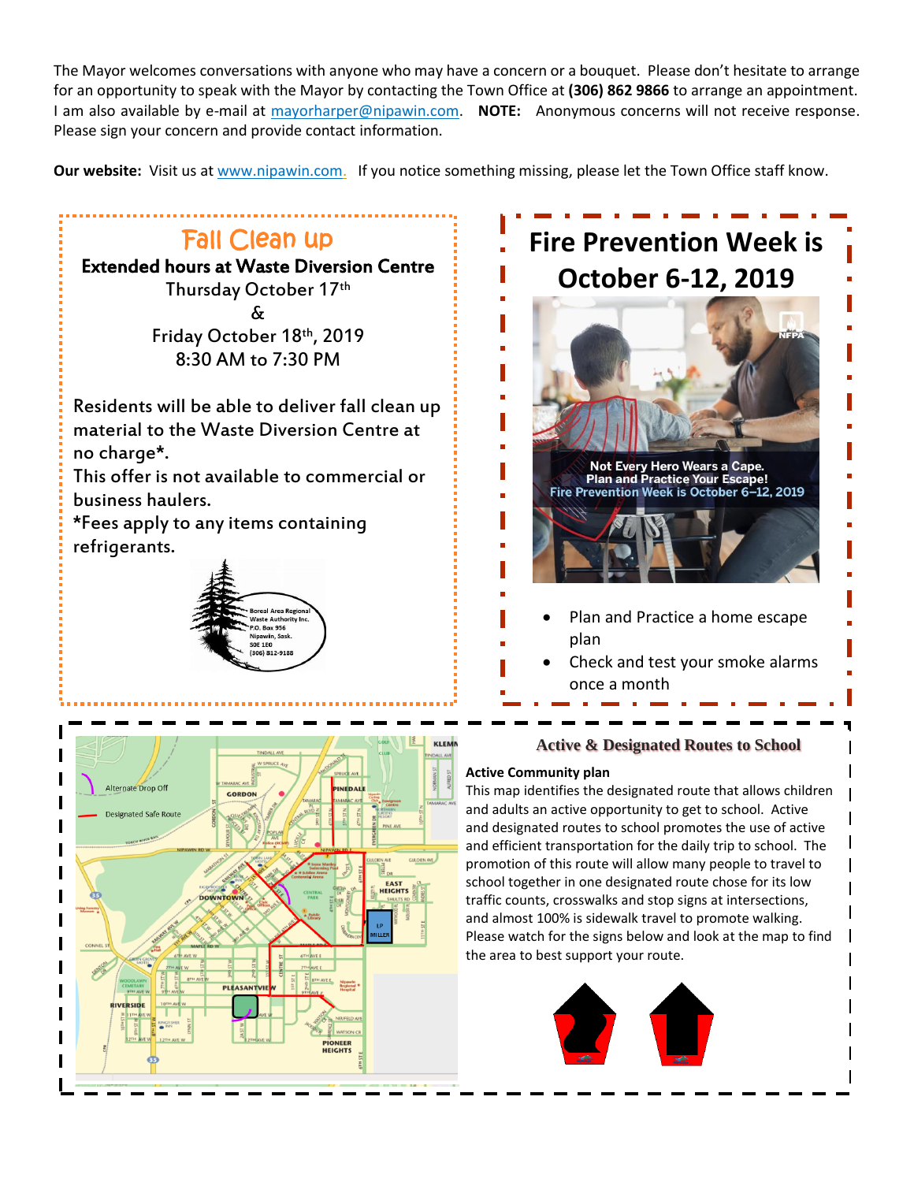The Mayor welcomes conversations with anyone who may have a concern or a bouquet. Please don't hesitate to arrange for an opportunity to speak with the Mayor by contacting the Town Office at **(306) 862 9866** to arrange an appointment. I am also available by e-mail at mayorharper@nipawin.com. **NOTE:** Anonymous concerns will not receive response. Please sign your concern and provide contact information.

**Our website:** Visit us at www.nipawin.com. If you notice something missing, please let the Town Office staff know.

## Fall Clean up

**Extended hours at Waste Diversion Centre**

Thursday October 17th

&

Friday October 18th, 2019

8:30 AM to 7:30 PM

Residents will be able to deliver fall clean up material to the Waste Diversion Centre at no charge*.

This offer is not available to commercial or business haulers.

*Fees apply to any items containing refrigerants.

Boreal Area Regional Waste Authority Inc.
P.O. Box 956
Nipawin, Sask.
S0E 1E0
(306) 812-9188

## Fire Prevention Week is October 6-12, 2019

Not Every Hero Wears a Cape.
Plan and Practice Your Escape!
Fire Prevention Week is October 6–12, 2019

- Plan and Practice a home escape plan
- Check and test your smoke alarms once a month

## Active & Designated Routes to School

Alternate Drop Off

Designated Safe Route

**Active Community plan**

This map identifies the designated route that allows children and adults an active opportunity to get to school. Active and designated routes to school promotes the use of active and efficient transportation for the daily trip to school. The promotion of this route will allow many people to travel to school together in one designated route chose for its low traffic counts, crosswalks and stop signs at intersections, and almost 100% is sidewalk travel to promote walking. Please watch for the signs below and look at the map to find the area to best support your route.